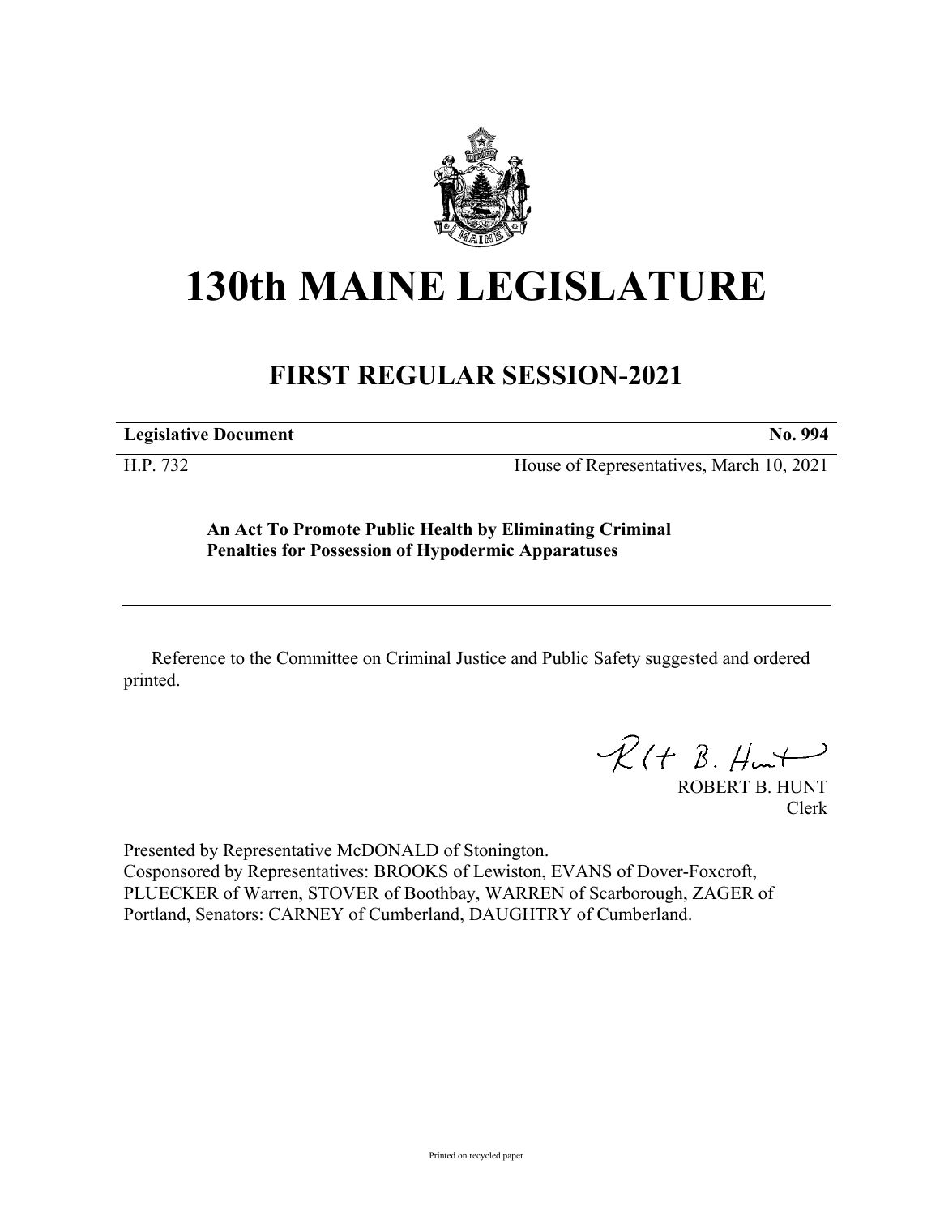# 130th MAINE LEGISLATURE

## FIRST REGULAR SESSION-2021

**Legislative Document** **No. 994**

H.P. 732 House of Representatives, March 10, 2021

**An Act To Promote Public Health by Eliminating Criminal Penalties for Possession of Hypodermic Apparatuses**

Reference to the Committee on Criminal Justice and Public Safety suggested and ordered printed.

ROBERT B. HUNT
Clerk

Presented by Representative McDONALD of Stonington.
Cosponsored by Representatives: BROOKS of Lewiston, EVANS of Dover-Foxcroft, PLUECKER of Warren, STOVER of Boothbay, WARREN of Scarborough, ZAGER of Portland, Senators: CARNEY of Cumberland, DAUGHTRY of Cumberland.

Printed on recycled paper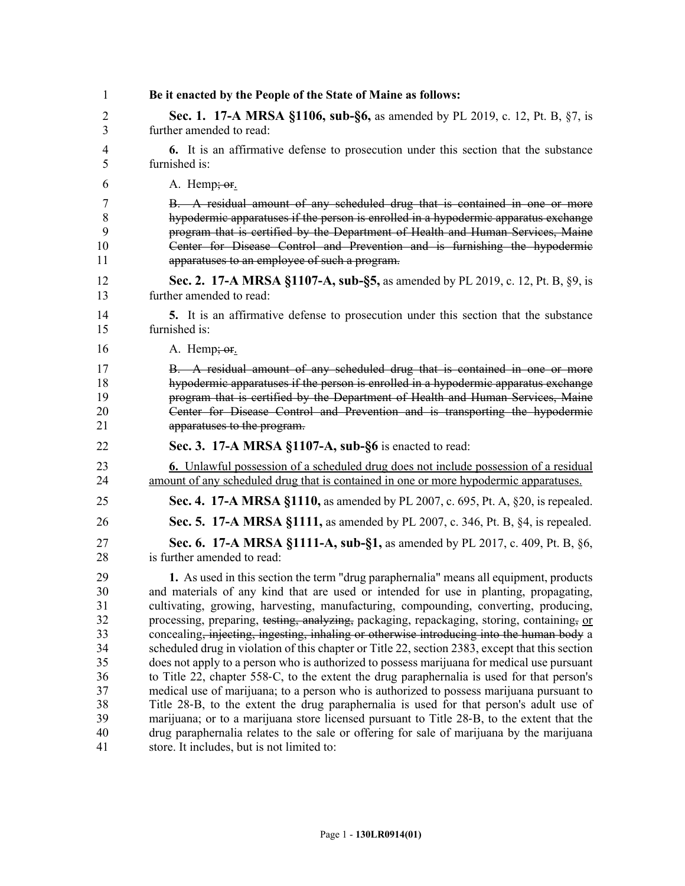**Be it enacted by the People of the State of Maine as follows:**

**Sec. 1. 17-A MRSA §1106, sub-§6,** as amended by PL 2019, c. 12, Pt. B, §7, is further amended to read:

**6.** It is an affirmative defense to prosecution under this section that the substance furnished is:

A. Hemp~~; or~~<u>.</u>

~~B. A residual amount of any scheduled drug that is contained in one or more hypodermic apparatuses if the person is enrolled in a hypodermic apparatus exchange program that is certified by the Department of Health and Human Services, Maine Center for Disease Control and Prevention and is furnishing the hypodermic apparatuses to an employee of such a program.~~

**Sec. 2. 17-A MRSA §1107-A, sub-§5,** as amended by PL 2019, c. 12, Pt. B, §9, is further amended to read:

**5.** It is an affirmative defense to prosecution under this section that the substance furnished is:

A. Hemp~~; or~~<u>.</u>

~~B. A residual amount of any scheduled drug that is contained in one or more hypodermic apparatuses if the person is enrolled in a hypodermic apparatus exchange program that is certified by the Department of Health and Human Services, Maine Center for Disease Control and Prevention and is transporting the hypodermic apparatuses to the program.~~

**Sec. 3. 17-A MRSA §1107-A, sub-§6** is enacted to read:

<u>**6.** Unlawful possession of a scheduled drug does not include possession of a residual amount of any scheduled drug that is contained in one or more hypodermic apparatuses.</u>

**Sec. 4. 17-A MRSA §1110,** as amended by PL 2007, c. 695, Pt. A, §20, is repealed.

**Sec. 5. 17-A MRSA §1111,** as amended by PL 2007, c. 346, Pt. B, §4, is repealed.

**Sec. 6. 17-A MRSA §1111-A, sub-§1,** as amended by PL 2017, c. 409, Pt. B, §6, is further amended to read:

**1.** As used in this section the term "drug paraphernalia" means all equipment, products and materials of any kind that are used or intended for use in planting, propagating, cultivating, growing, harvesting, manufacturing, compounding, converting, producing, processing, preparing, ~~testing, analyzing,~~ packaging, repackaging, storing, containing~~,~~ <u>or</u> concealing~~, injecting, ingesting, inhaling or otherwise introducing into the human body~~ a scheduled drug in violation of this chapter or Title 22, section 2383, except that this section does not apply to a person who is authorized to possess marijuana for medical use pursuant to Title 22, chapter 558-C, to the extent the drug paraphernalia is used for that person's medical use of marijuana; to a person who is authorized to possess marijuana pursuant to Title 28-B, to the extent the drug paraphernalia is used for that person's adult use of marijuana; or to a marijuana store licensed pursuant to Title 28-B, to the extent that the drug paraphernalia relates to the sale or offering for sale of marijuana by the marijuana store. It includes, but is not limited to: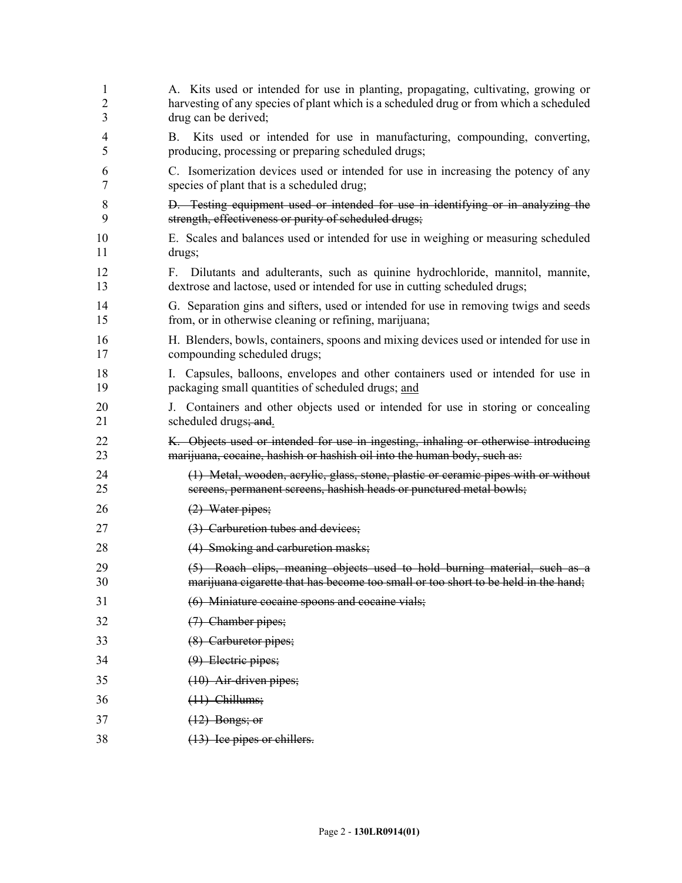A. Kits used or intended for use in planting, propagating, cultivating, growing or harvesting of any species of plant which is a scheduled drug or from which a scheduled drug can be derived;

B. Kits used or intended for use in manufacturing, compounding, converting, producing, processing or preparing scheduled drugs;

C. Isomerization devices used or intended for use in increasing the potency of any species of plant that is a scheduled drug;

~~D. Testing equipment used or intended for use in identifying or in analyzing the strength, effectiveness or purity of scheduled drugs;~~

E. Scales and balances used or intended for use in weighing or measuring scheduled drugs;

F. Dilutants and adulterants, such as quinine hydrochloride, mannitol, mannite, dextrose and lactose, used or intended for use in cutting scheduled drugs;

G. Separation gins and sifters, used or intended for use in removing twigs and seeds from, or in otherwise cleaning or refining, marijuana;

H. Blenders, bowls, containers, spoons and mixing devices used or intended for use in compounding scheduled drugs;

I. Capsules, balloons, envelopes and other containers used or intended for use in packaging small quantities of scheduled drugs; <u>and</u>

J. Containers and other objects used or intended for use in storing or concealing scheduled drugs~~; and~~<u>.</u>

~~K. Objects used or intended for use in ingesting, inhaling or otherwise introducing marijuana, cocaine, hashish or hashish oil into the human body, such as:~~

~~(1) Metal, wooden, acrylic, glass, stone, plastic or ceramic pipes with or without screens, permanent screens, hashish heads or punctured metal bowls;~~

~~(2) Water pipes;~~

~~(3) Carburetion tubes and devices;~~

~~(4) Smoking and carburetion masks;~~

~~(5) Roach clips, meaning objects used to hold burning material, such as a marijuana cigarette that has become too small or too short to be held in the hand;~~

~~(6) Miniature cocaine spoons and cocaine vials;~~

~~(7) Chamber pipes;~~

~~(8) Carburetor pipes;~~

~~(9) Electric pipes;~~

~~(10) Air-driven pipes;~~

~~(11) Chillums;~~

~~(12) Bongs; or~~

~~(13) Ice pipes or chillers.~~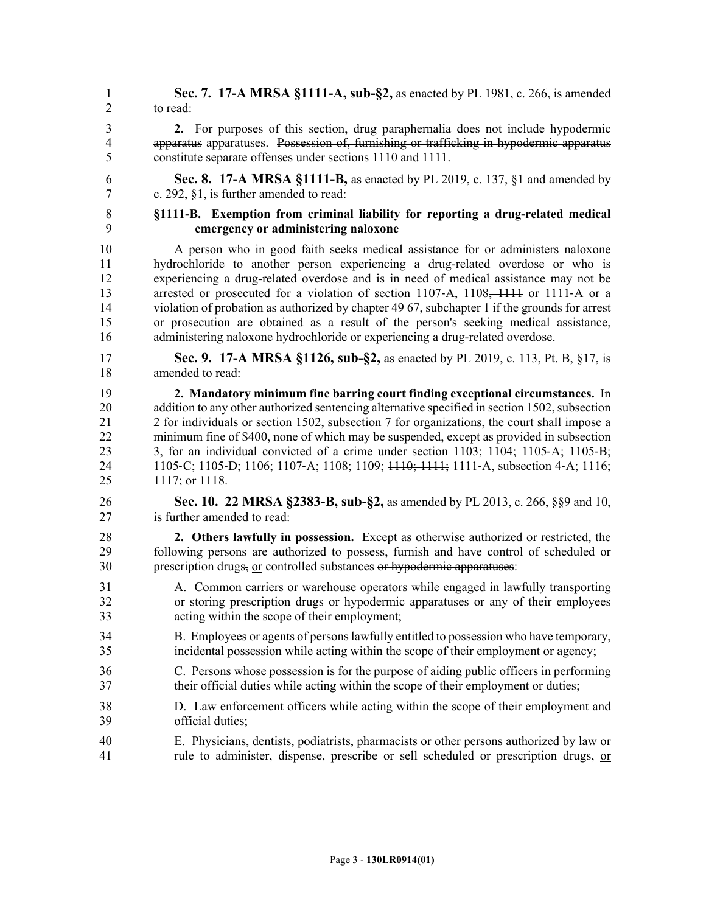**Sec. 7. 17-A MRSA §1111-A, sub-§2,** as enacted by PL 1981, c. 266, is amended to read:

**2.** For purposes of this section, drug paraphernalia does not include hypodermic ~~apparatus~~ apparatuses. ~~Possession of, furnishing or trafficking in hypodermic apparatus constitute separate offenses under sections 1110 and 1111.~~

**Sec. 8. 17-A MRSA §1111-B,** as enacted by PL 2019, c. 137, §1 and amended by c. 292, §1, is further amended to read:

**§1111-B. Exemption from criminal liability for reporting a drug-related medical emergency or administering naloxone**

A person who in good faith seeks medical assistance for or administers naloxone hydrochloride to another person experiencing a drug-related overdose or who is experiencing a drug-related overdose and is in need of medical assistance may not be arrested or prosecuted for a violation of section 1107-A, 1108~~, 1111~~ or 1111-A or a violation of probation as authorized by chapter ~~49~~ 67, subchapter 1 if the grounds for arrest or prosecution are obtained as a result of the person's seeking medical assistance, administering naloxone hydrochloride or experiencing a drug-related overdose.

**Sec. 9. 17-A MRSA §1126, sub-§2,** as enacted by PL 2019, c. 113, Pt. B, §17, is amended to read:

**2. Mandatory minimum fine barring court finding exceptional circumstances.** In addition to any other authorized sentencing alternative specified in section 1502, subsection 2 for individuals or section 1502, subsection 7 for organizations, the court shall impose a minimum fine of $400, none of which may be suspended, except as provided in subsection 3, for an individual convicted of a crime under section 1103; 1104; 1105-A; 1105-B; 1105-C; 1105-D; 1106; 1107-A; 1108; 1109; ~~1110; 1111;~~ 1111-A, subsection 4-A; 1116; 1117; or 1118.

**Sec. 10. 22 MRSA §2383-B, sub-§2,** as amended by PL 2013, c. 266, §§9 and 10, is further amended to read:

**2. Others lawfully in possession.** Except as otherwise authorized or restricted, the following persons are authorized to possess, furnish and have control of scheduled or prescription drugs~~,~~ or controlled substances ~~or hypodermic apparatuses~~:

A. Common carriers or warehouse operators while engaged in lawfully transporting or storing prescription drugs ~~or hypodermic apparatuses~~ or any of their employees acting within the scope of their employment;

B. Employees or agents of persons lawfully entitled to possession who have temporary, incidental possession while acting within the scope of their employment or agency;

C. Persons whose possession is for the purpose of aiding public officers in performing their official duties while acting within the scope of their employment or duties;

D. Law enforcement officers while acting within the scope of their employment and official duties;

E. Physicians, dentists, podiatrists, pharmacists or other persons authorized by law or rule to administer, dispense, prescribe or sell scheduled or prescription drugs~~,~~ or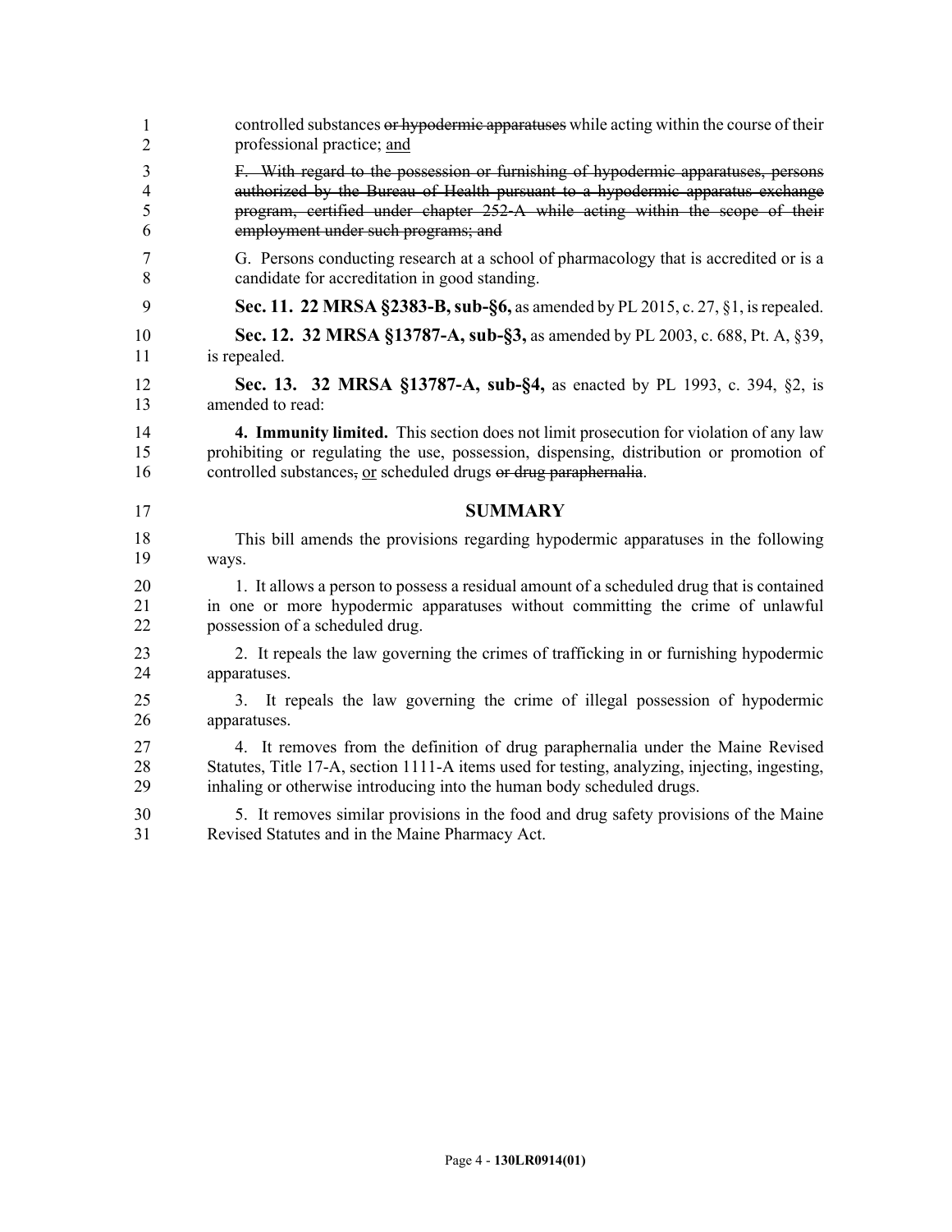controlled substances ~~or hypodermic apparatuses~~ while acting within the course of their professional practice; and

~~F. With regard to the possession or furnishing of hypodermic apparatuses, persons authorized by the Bureau of Health pursuant to a hypodermic apparatus exchange program, certified under chapter 252-A while acting within the scope of their employment under such programs; and~~

G. Persons conducting research at a school of pharmacology that is accredited or is a candidate for accreditation in good standing.

**Sec. 11. 22 MRSA §2383-B, sub-§6,** as amended by PL 2015, c. 27, §1, is repealed.

**Sec. 12. 32 MRSA §13787-A, sub-§3,** as amended by PL 2003, c. 688, Pt. A, §39, is repealed.

**Sec. 13. 32 MRSA §13787-A, sub-§4,** as enacted by PL 1993, c. 394, §2, is amended to read:

**4. Immunity limited.** This section does not limit prosecution for violation of any law prohibiting or regulating the use, possession, dispensing, distribution or promotion of controlled substances~~,~~ or scheduled drugs ~~or drug paraphernalia~~.

## SUMMARY

This bill amends the provisions regarding hypodermic apparatuses in the following ways.

1. It allows a person to possess a residual amount of a scheduled drug that is contained in one or more hypodermic apparatuses without committing the crime of unlawful possession of a scheduled drug.

2. It repeals the law governing the crimes of trafficking in or furnishing hypodermic apparatuses.

3. It repeals the law governing the crime of illegal possession of hypodermic apparatuses.

4. It removes from the definition of drug paraphernalia under the Maine Revised Statutes, Title 17-A, section 1111-A items used for testing, analyzing, injecting, ingesting, inhaling or otherwise introducing into the human body scheduled drugs.

5. It removes similar provisions in the food and drug safety provisions of the Maine Revised Statutes and in the Maine Pharmacy Act.